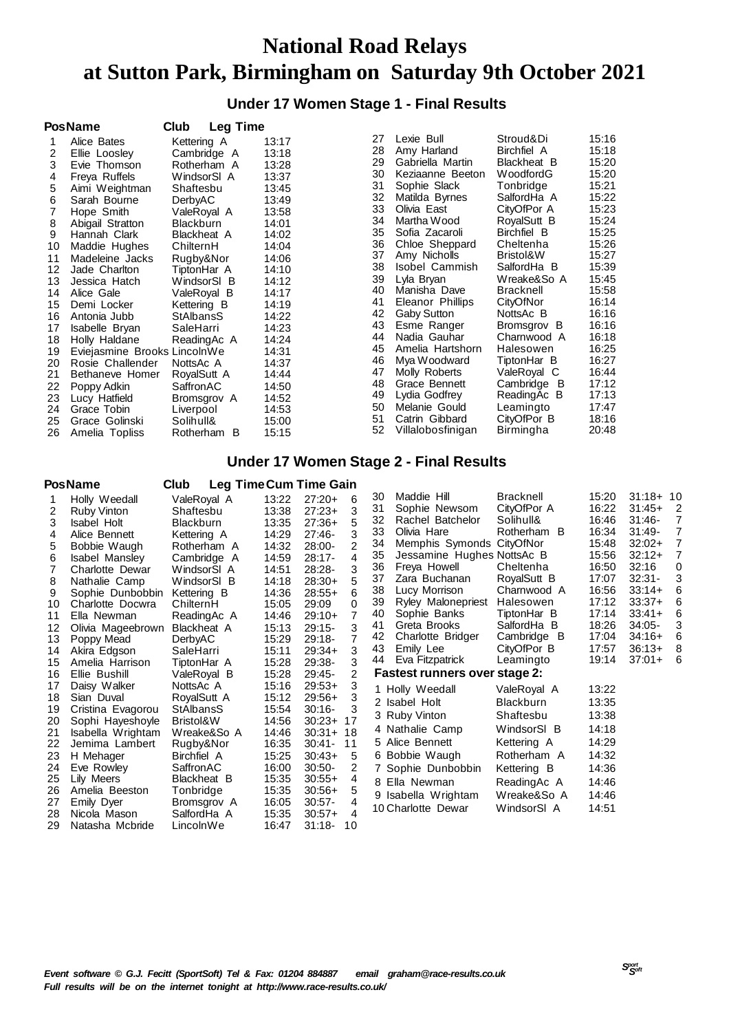# National Road Relays at Sutton Park, Birmingham on Saturday 9th October 2021

## Under 17 Women Stage 1 - Final Results

| Pos | Name | Club | Leg Time |
|---|---|---|---|
| 1 | Alice Bates | Kettering A | 13:17 |
| 2 | Ellie Loosley | Cambridge A | 13:18 |
| 3 | Evie Thomson | Rotherham A | 13:28 |
| 4 | Freya Ruffels | WindsorSl A | 13:37 |
| 5 | Aimi Weightman | Shaftesbu | 13:45 |
| 6 | Sarah Bourne | DerbyAC | 13:49 |
| 7 | Hope Smith | ValeRoyal A | 13:58 |
| 8 | Abigail Stratton | Blackburn | 14:01 |
| 9 | Hannah Clark | Blackheat A | 14:02 |
| 10 | Maddie Hughes | ChilternH | 14:04 |
| 11 | Madeleine Jacks | Rugby&Nor | 14:06 |
| 12 | Jade Charlton | TiptonHar A | 14:10 |
| 13 | Jessica Hatch | WindsorSl B | 14:12 |
| 14 | Alice Gale | ValeRoyal B | 14:17 |
| 15 | Demi Locker | Kettering B | 14:19 |
| 16 | Antonia Jubb | StAlbansS | 14:22 |
| 17 | Isabelle Bryan | SaleHarri | 14:23 |
| 18 | Holly Haldane | ReadingAc A | 14:24 |
| 19 | Eviejasmine Brooks | LincolnWe | 14:31 |
| 20 | Rosie Challender | NottsAc A | 14:37 |
| 21 | Bethaneve Homer | RoyalSutt A | 14:44 |
| 22 | Poppy Adkin | SaffronAC | 14:50 |
| 23 | Lucy Hatfield | Bromsgrov A | 14:52 |
| 24 | Grace Tobin | Liverpool | 14:53 |
| 25 | Grace Golinski | Solihull& | 15:00 |
| 26 | Amelia Topliss | Rotherham B | 15:15 |
| 27 | Lexie Bull | Stroud&Di | 15:16 |
| 28 | Amy Harland | Birchfiel A | 15:18 |
| 29 | Gabriella Martin | Blackheat B | 15:20 |
| 30 | Keziaanne Beeton | WoodfordG | 15:20 |
| 31 | Sophie Slack | Tonbridge | 15:21 |
| 32 | Matilda Byrnes | SalfordHa A | 15:22 |
| 33 | Olivia East | CityOfPor A | 15:23 |
| 34 | Martha Wood | RoyalSutt B | 15:24 |
| 35 | Sofia Zacaroli | Birchfiel B | 15:25 |
| 36 | Chloe Sheppard | Cheltenha | 15:26 |
| 37 | Amy Nicholls | Bristol&W | 15:27 |
| 38 | Isobel Cammish | SalfordHa B | 15:39 |
| 39 | Lyla Bryan | Wreake&So A | 15:45 |
| 40 | Manisha Dave | Bracknell | 15:58 |
| 41 | Eleanor Phillips | CityOfNor | 16:14 |
| 42 | Gaby Sutton | NottsAc B | 16:16 |
| 43 | Esme Ranger | Bromsgrov B | 16:16 |
| 44 | Nadia Gauhar | Charnwood A | 16:18 |
| 45 | Amelia Hartshorn | Halesowen | 16:25 |
| 46 | Mya Woodward | TiptonHar B | 16:27 |
| 47 | Molly Roberts | ValeRoyal C | 16:44 |
| 48 | Grace Bennett | Cambridge B | 17:12 |
| 49 | Lydia Godfrey | ReadingAc B | 17:13 |
| 50 | Melanie Gould | Leamingto | 17:47 |
| 51 | Catrin Gibbard | CityOfPor B | 18:16 |
| 52 | Villalobosfinigan | Birmingha | 20:48 |

## Under 17 Women Stage 2 - Final Results

| Pos | Name | Club | Leg Time | Cum Time | Gain |
|---|---|---|---|---|---|
| 1 | Holly Weedall | ValeRoyal A | 13:22 | 27:20+ | 6 |
| 2 | Ruby Vinton | Shaftesbu | 13:38 | 27:23+ | 3 |
| 3 | Isabel Holt | Blackburn | 13:35 | 27:36+ | 5 |
| 4 | Alice Bennett | Kettering A | 14:29 | 27:46- | 3 |
| 5 | Bobbie Waugh | Rotherham A | 14:32 | 28:00- | 2 |
| 6 | Isabel Mansley | Cambridge A | 14:59 | 28:17- | 4 |
| 7 | Charlotte Dewar | WindsorSl A | 14:51 | 28:28- | 3 |
| 8 | Nathalie Camp | WindsorSl B | 14:18 | 28:30+ | 5 |
| 9 | Sophie Dunbobbin | Kettering B | 14:36 | 28:55+ | 6 |
| 10 | Charlotte Docwra | ChilternH | 15:05 | 29:09 | 0 |
| 11 | Ella Newman | ReadingAc A | 14:46 | 29:10+ | 7 |
| 12 | Olivia Mageebrown | Blackheat A | 15:13 | 29:15- | 3 |
| 13 | Poppy Mead | DerbyAC | 15:29 | 29:18- | 7 |
| 14 | Akira Edgson | SaleHarri | 15:11 | 29:34+ | 3 |
| 15 | Amelia Harrison | TiptonHar A | 15:28 | 29:38- | 3 |
| 16 | Ellie Bushill | ValeRoyal B | 15:28 | 29:45- | 2 |
| 17 | Daisy Walker | NottsAc A | 15:16 | 29:53+ | 3 |
| 18 | Sian Duval | RoyalSutt A | 15:12 | 29:56+ | 3 |
| 19 | Cristina Evagorou | StAlbansS | 15:54 | 30:16- | 3 |
| 20 | Sophi Hayeshoyle | Bristol&W | 14:56 | 30:23+ | 17 |
| 21 | Isabella Wrightam | Wreake&So A | 14:46 | 30:31+ | 18 |
| 22 | Jemima Lambert | Rugby&Nor | 16:35 | 30:41- | 11 |
| 23 | H Mehager | Birchfiel A | 15:25 | 30:43+ | 5 |
| 24 | Eve Rowley | SaffronAC | 16:00 | 30:50- | 2 |
| 25 | Lily Meers | Blackheat B | 15:35 | 30:55+ | 4 |
| 26 | Amelia Beeston | Tonbridge | 15:35 | 30:56+ | 5 |
| 27 | Emily Dyer | Bromsgrov A | 16:05 | 30:57- | 4 |
| 28 | Nicola Mason | SalfordHa A | 15:35 | 30:57+ | 4 |
| 29 | Natasha Mcbride | LincolnWe | 16:47 | 31:18- | 10 |
| 30 | Maddie Hill | Bracknell | 15:20 | 31:18+ | 10 |
| 31 | Sophie Newsom | CityOfPor A | 16:22 | 31:45+ | 2 |
| 32 | Rachel Batchelor | Solihull& | 16:46 | 31:46- | 7 |
| 33 | Olivia Hare | Rotherham B | 16:34 | 31:49- | 7 |
| 34 | Memphis Symonds | CityOfNor | 15:48 | 32:02+ | 7 |
| 35 | Jessamine Hughes | NottsAc B | 15:56 | 32:12+ | 7 |
| 36 | Freya Howell | Cheltenha | 16:50 | 32:16 | 0 |
| 37 | Zara Buchanan | RoyalSutt B | 17:07 | 32:31- | 3 |
| 38 | Lucy Morrison | Charnwood A | 16:56 | 33:14+ | 6 |
| 39 | Ryley Malonepriest | Halesowen | 17:12 | 33:37+ | 6 |
| 40 | Sophie Banks | TiptonHar B | 17:14 | 33:41+ | 6 |
| 41 | Greta Brooks | SalfordHa B | 18:26 | 34:05- | 3 |
| 42 | Charlotte Bridger | Cambridge B | 17:04 | 34:16+ | 6 |
| 43 | Emily Lee | CityOfPor B | 17:57 | 36:13+ | 8 |
| 44 | Eva Fitzpatrick | Leamingto | 19:14 | 37:01+ | 6 |

### Fastest runners over stage 2:

| | Name | Club | Time |
|---|---|---|---|
| 1 | Holly Weedall | ValeRoyal A | 13:22 |
| 2 | Isabel Holt | Blackburn | 13:35 |
| 3 | Ruby Vinton | Shaftesbu | 13:38 |
| 4 | Nathalie Camp | WindsorSl B | 14:18 |
| 5 | Alice Bennett | Kettering A | 14:29 |
| 6 | Bobbie Waugh | Rotherham A | 14:32 |
| 7 | Sophie Dunbobbin | Kettering B | 14:36 |
| 8 | Ella Newman | ReadingAc A | 14:46 |
| 9 | Isabella Wrightam | Wreake&So A | 14:46 |
| 10 | Charlotte Dewar | WindsorSl A | 14:51 |

*Event software © G.J. Fecitt (SportSoft) Tel & Fax: 01204 884887 email graham@race-results.co.uk*
*Full results will be on the internet tonight at http://www.race-results.co.uk/*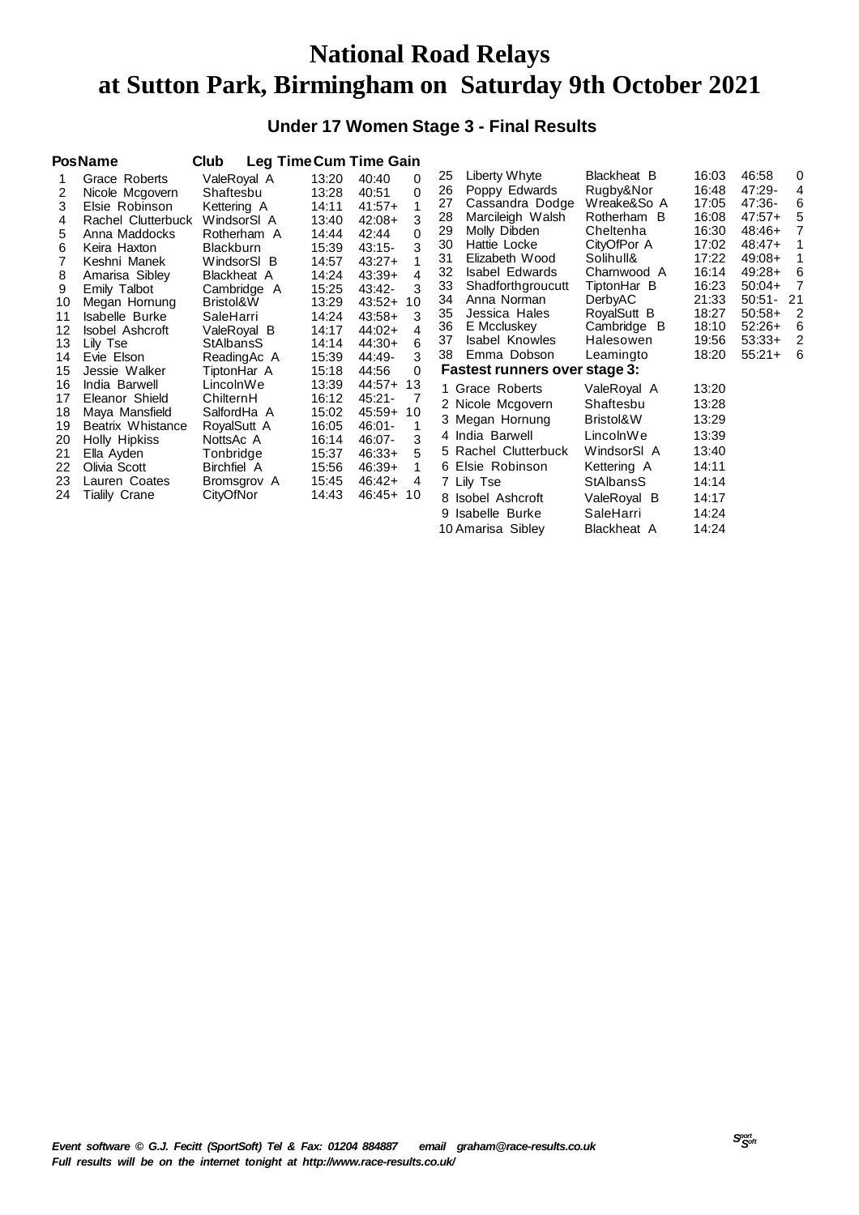# National Road Relays
# at Sutton Park, Birmingham on Saturday 9th October 2021

### Under 17 Women Stage 3 - Final Results

| Pos | Name | Club | Leg Time | Cum Time | Gain |
|---|---|---|---|---|---|
| 1 | Grace Roberts | ValeRoyal A | 13:20 | 40:40 | 0 |
| 2 | Nicole Mcgovern | Shaftesbu | 13:28 | 40:51 | 0 |
| 3 | Elsie Robinson | Kettering A | 14:11 | 41:57+ | 1 |
| 4 | Rachel Clutterbuck | WindsorSl A | 13:40 | 42:08+ | 3 |
| 5 | Anna Maddocks | Rotherham A | 14:44 | 42:44 | 0 |
| 6 | Keira Haxton | Blackburn | 15:39 | 43:15- | 3 |
| 7 | Keshni Manek | WindsorSl B | 14:57 | 43:27+ | 1 |
| 8 | Amarisa Sibley | Blackheat A | 14:24 | 43:39+ | 4 |
| 9 | Emily Talbot | Cambridge A | 15:25 | 43:42- | 3 |
| 10 | Megan Hornung | Bristol&W | 13:29 | 43:52+ | 10 |
| 11 | Isabelle Burke | SaleHarri | 14:24 | 43:58+ | 3 |
| 12 | Isobel Ashcroft | ValeRoyal B | 14:17 | 44:02+ | 4 |
| 13 | Lily Tse | StAlbansS | 14:14 | 44:30+ | 6 |
| 14 | Evie Elson | ReadingAc A | 15:39 | 44:49- | 3 |
| 15 | Jessie Walker | TiptonHar A | 15:18 | 44:56 | 0 |
| 16 | India Barwell | LincolnWe | 13:39 | 44:57+ | 13 |
| 17 | Eleanor Shield | ChilternH | 16:12 | 45:21- | 7 |
| 18 | Maya Mansfield | SalfordHa A | 15:02 | 45:59+ | 10 |
| 19 | Beatrix Whistance | RoyalSutt A | 16:05 | 46:01- | 1 |
| 20 | Holly Hipkiss | NottsAc A | 16:14 | 46:07- | 3 |
| 21 | Ella Ayden | Tonbridge | 15:37 | 46:33+ | 5 |
| 22 | Olivia Scott | Birchfiel A | 15:56 | 46:39+ | 1 |
| 23 | Lauren Coates | Bromsgrov A | 15:45 | 46:42+ | 4 |
| 24 | Tialily Crane | CityOfNor | 14:43 | 46:45+ | 10 |
| 25 | Liberty Whyte | Blackheat B | 16:03 | 46:58 | 0 |
| 26 | Poppy Edwards | Rugby&Nor | 16:48 | 47:29- | 4 |
| 27 | Cassandra Dodge | Wreake&So A | 17:05 | 47:36- | 6 |
| 28 | Marcileigh Walsh | Rotherham B | 16:08 | 47:57+ | 5 |
| 29 | Molly Dibden | Cheltenha | 16:30 | 48:46+ | 7 |
| 30 | Hattie Locke | CityOfPor A | 17:02 | 48:47+ | 1 |
| 31 | Elizabeth Wood | Solihull& | 17:22 | 49:08+ | 1 |
| 32 | Isabel Edwards | Charnwood A | 16:14 | 49:28+ | 6 |
| 33 | Shadforthgroucutt | TiptonHar B | 16:23 | 50:04+ | 7 |
| 34 | Anna Norman | DerbyAC | 21:33 | 50:51- | 21 |
| 35 | Jessica Hales | RoyalSutt B | 18:27 | 50:58+ | 2 |
| 36 | E Mccluskey | Cambridge B | 18:10 | 52:26+ | 6 |
| 37 | Isabel Knowles | Halesowen | 19:56 | 53:33+ | 2 |
| 38 | Emma Dobson | Leamingto | 18:20 | 55:21+ | 6 |

**Fastest runners over stage 3:**

| | Name | Club | Time |
|---|---|---|---|
| 1 | Grace Roberts | ValeRoyal A | 13:20 |
| 2 | Nicole Mcgovern | Shaftesbu | 13:28 |
| 3 | Megan Hornung | Bristol&W | 13:29 |
| 4 | India Barwell | LincolnWe | 13:39 |
| 5 | Rachel Clutterbuck | WindsorSl A | 13:40 |
| 6 | Elsie Robinson | Kettering A | 14:11 |
| 7 | Lily Tse | StAlbansS | 14:14 |
| 8 | Isobel Ashcroft | ValeRoyal B | 14:17 |
| 9 | Isabelle Burke | SaleHarri | 14:24 |
| 10 | Amarisa Sibley | Blackheat A | 14:24 |

*Event software © G.J. Fecitt (SportSoft) Tel & Fax: 01204 884887 email graham@race-results.co.uk*
*Full results will be on the internet tonight at http://www.race-results.co.uk/*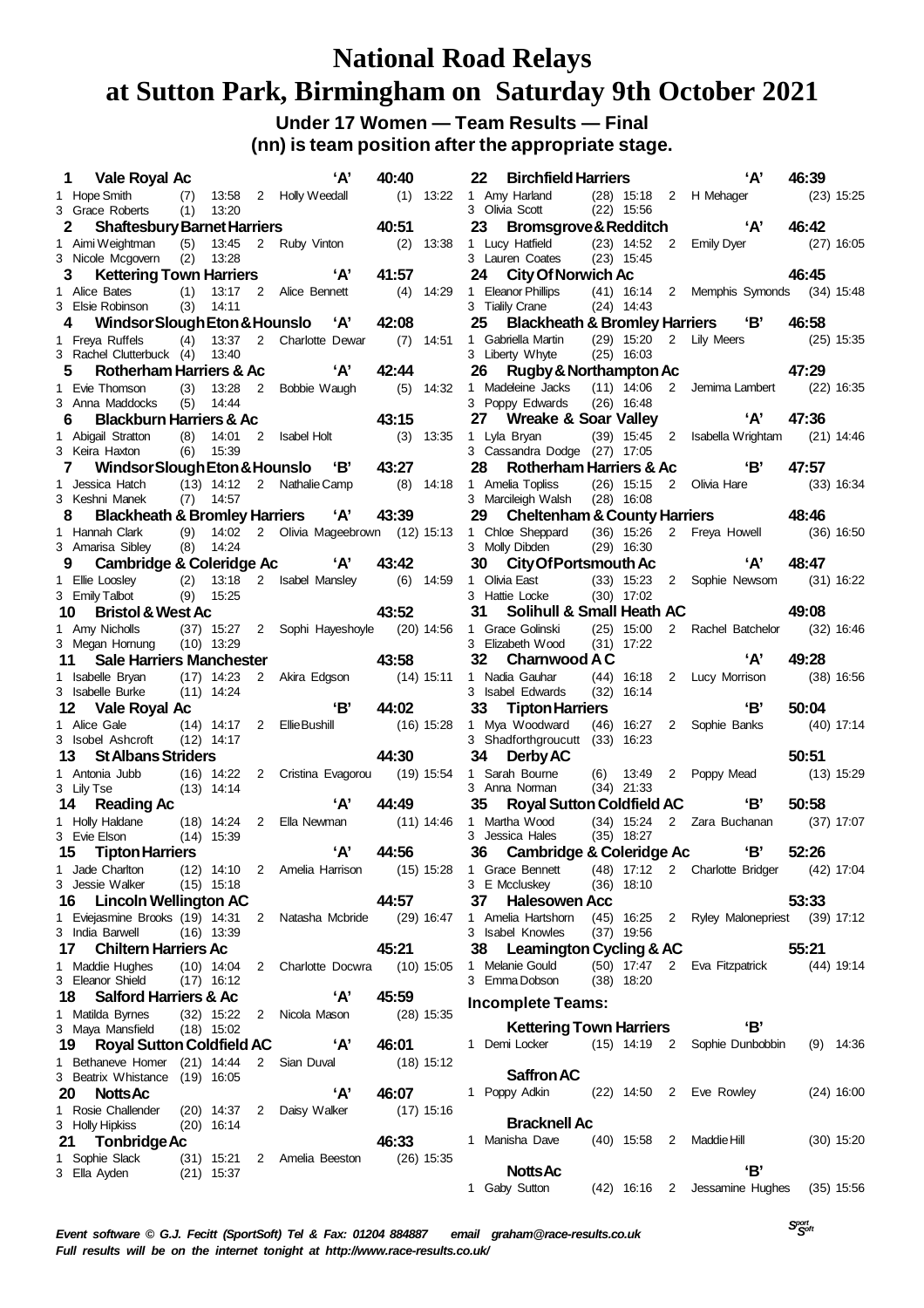# National Road Relays at Sutton Park, Birmingham on Saturday 9th October 2021

**Under 17 Women — Team Results — Final**

**(nn) is team position after the appropriate stage.**

**1 Vale Royal Ac 'A' 40:40**
1 Hope Smith (7) 13:58 2 Holly Weedall (1) 13:22
3 Grace Roberts (1) 13:20

**2 Shaftesbury Barnet Harriers 40:51**
1 Aimi Weightman (5) 13:45 2 Ruby Vinton (2) 13:38
3 Nicole Mcgovern (2) 13:28

**3 Kettering Town Harriers 'A' 41:57**
1 Alice Bates (1) 13:17 2 Alice Bennett (4) 14:29
3 Elsie Robinson (3) 14:11

**4 Windsor Slough Eton & Hounslo 'A' 42:08**
1 Freya Ruffels (4) 13:37 2 Charlotte Dewar (7) 14:51
3 Rachel Clutterbuck (4) 13:40

**5 Rotherham Harriers & Ac 'A' 42:44**
1 Evie Thomson (3) 13:28 2 Bobbie Waugh (5) 14:32
3 Anna Maddocks (5) 14:44

**6 Blackburn Harriers & Ac 43:15**
1 Abigail Stratton (8) 14:01 2 Isabel Holt (3) 13:35
3 Keira Haxton (6) 15:39

**7 Windsor Slough Eton & Hounslo 'B' 43:27**
1 Jessica Hatch (13) 14:12 2 Nathalie Camp (8) 14:18
3 Keshni Manek (7) 14:57

**8 Blackheath & Bromley Harriers 'A' 43:39**
1 Hannah Clark (9) 14:02 2 Olivia Mageebrown (12) 15:13
3 Amarisa Sibley (8) 14:24

**9 Cambridge & Coleridge Ac 'A' 43:42**
1 Ellie Loosley (2) 13:18 2 Isabel Mansley (6) 14:59
3 Emily Talbot (9) 15:25

**10 Bristol & West Ac 43:52**
1 Amy Nicholls (37) 15:27 2 Sophi Hayeshoyle (20) 14:56
3 Megan Hornung (10) 13:29

**11 Sale Harriers Manchester 43:58**
1 Isabelle Bryan (17) 14:23 2 Akira Edgson (14) 15:11
3 Isabelle Burke (11) 14:24

**12 Vale Royal Ac 'B' 44:02**
1 Alice Gale (14) 14:17 2 Ellie Bushill (16) 15:28
3 Isobel Ashcroft (12) 14:17

**13 St Albans Striders 44:30**
1 Antonia Jubb (16) 14:22 2 Cristina Evagorou (19) 15:54
3 Lily Tse (13) 14:14

**14 Reading Ac 'A' 44:49**
1 Holly Haldane (18) 14:24 2 Ella Newman (11) 14:46
3 Evie Elson (14) 15:39

**15 Tipton Harriers 'A' 44:56**
1 Jade Charlton (12) 14:10 2 Amelia Harrison (15) 15:28
3 Jessie Walker (15) 15:18

**16 Lincoln Wellington AC 44:57**
1 Eviejasmine Brooks (19) 14:31 2 Natasha Mcbride (29) 16:47
3 India Barwell (16) 13:39

**17 Chiltern Harriers Ac 45:21**
1 Maddie Hughes (10) 14:04 2 Charlotte Docwra (10) 15:05
3 Eleanor Shield (17) 16:12

**18 Salford Harriers & Ac 'A' 45:59**
1 Matilda Byrnes (32) 15:22 2 Nicola Mason (28) 15:35
3 Maya Mansfield (18) 15:02

**19 Royal Sutton Coldfield AC 'A' 46:01**
1 Bethaneve Homer (21) 14:44 2 Sian Duval (18) 15:12
3 Beatrix Whistance (19) 16:05

**20 Notts Ac 'A' 46:07**
1 Rosie Challender (20) 14:37 2 Daisy Walker (17) 15:16
3 Holly Hipkiss (20) 16:14

**21 Tonbridge Ac 46:33**
1 Sophie Slack (31) 15:21 2 Amelia Beeston (26) 15:35
3 Ella Ayden (21) 15:37

**22 Birchfield Harriers 'A' 46:39**
1 Amy Harland (28) 15:18 2 H Mehager (23) 15:25
3 Olivia Scott (22) 15:56

**23 Bromsgrove & Redditch 'A' 46:42**
1 Lucy Hatfield (23) 14:52 2 Emily Dyer (27) 16:05
3 Lauren Coates (23) 15:45

**24 City Of Norwich Ac 46:45**
1 Eleanor Phillips (41) 16:14 2 Memphis Symonds (34) 15:48
3 Tialily Crane (24) 14:43

**25 Blackheath & Bromley Harriers 'B' 46:58**
1 Gabriella Martin (29) 15:20 2 Lily Meers (25) 15:35
3 Liberty Whyte (25) 16:03

**26 Rugby & Northampton Ac 47:29**
1 Madeleine Jacks (11) 14:06 2 Jemima Lambert (22) 16:35
3 Poppy Edwards (26) 16:48

**27 Wreake & Soar Valley 'A' 47:36**
1 Lyla Bryan (39) 15:45 2 Isabella Wrightam (21) 14:46
3 Cassandra Dodge (27) 17:05

**28 Rotherham Harriers & Ac 'B' 47:57**
1 Amelia Topliss (26) 15:15 2 Olivia Hare (33) 16:34
3 Marcileigh Walsh (28) 16:08

**29 Cheltenham & County Harriers 48:46**
1 Chloe Sheppard (36) 15:26 2 Freya Howell (36) 16:50
3 Molly Dibden (29) 16:30

**30 City Of Portsmouth Ac 'A' 48:47**
1 Olivia East (33) 15:23 2 Sophie Newsom (31) 16:22
3 Hattie Locke (30) 17:02

**31 Solihull & Small Heath AC 49:08**
1 Grace Golinski (25) 15:00 2 Rachel Batchelor (32) 16:46
3 Elizabeth Wood (31) 17:22

**32 Charnwood A C 'A' 49:28**
1 Nadia Gauhar (44) 16:18 2 Lucy Morrison (38) 16:56
3 Isabel Edwards (32) 16:14

**33 Tipton Harriers 'B' 50:04**
1 Mya Woodward (46) 16:27 2 Sophie Banks (40) 17:14
3 Shadforthgroucutt (33) 16:23

**34 Derby AC 50:51**
1 Sarah Bourne (6) 13:49 2 Poppy Mead (13) 15:29
3 Anna Norman (34) 21:33

**35 Royal Sutton Coldfield AC 'B' 50:58**
1 Martha Wood (34) 15:24 2 Zara Buchanan (37) 17:07
3 Jessica Hales (35) 18:27

**36 Cambridge & Coleridge Ac 'B' 52:26**
1 Grace Bennett (48) 17:12 2 Charlotte Bridger (42) 17:04
3 E Mccluskey (36) 18:10

**37 Halesowen Acc 53:33**
1 Amelia Hartshorn (45) 16:25 2 Ryley Malonepriest (39) 17:12
3 Isabel Knowles (37) 19:56

**38 Leamington Cycling & AC 55:21**
1 Melanie Gould (50) 17:47 2 Eva Fitzpatrick (44) 19:14
3 Emma Dobson (38) 18:20

## Incomplete Teams:

**Kettering Town Harriers 'B'**
1 Demi Locker (15) 14:19 2 Sophie Dunbobbin (9) 14:36

**Saffron AC**
1 Poppy Adkin (22) 14:50 2 Eve Rowley (24) 16:00

**Bracknell Ac**
1 Manisha Dave (40) 15:58 2 Maddie Hill (30) 15:20

**Notts Ac 'B'**
1 Gaby Sutton (42) 16:16 2 Jessamine Hughes (35) 15:56

*Event software © G.J. Fecitt (SportSoft) Tel & Fax: 01204 884887 email graham@race-results.co.uk*
*Full results will be on the internet tonight at http://www.race-results.co.uk/*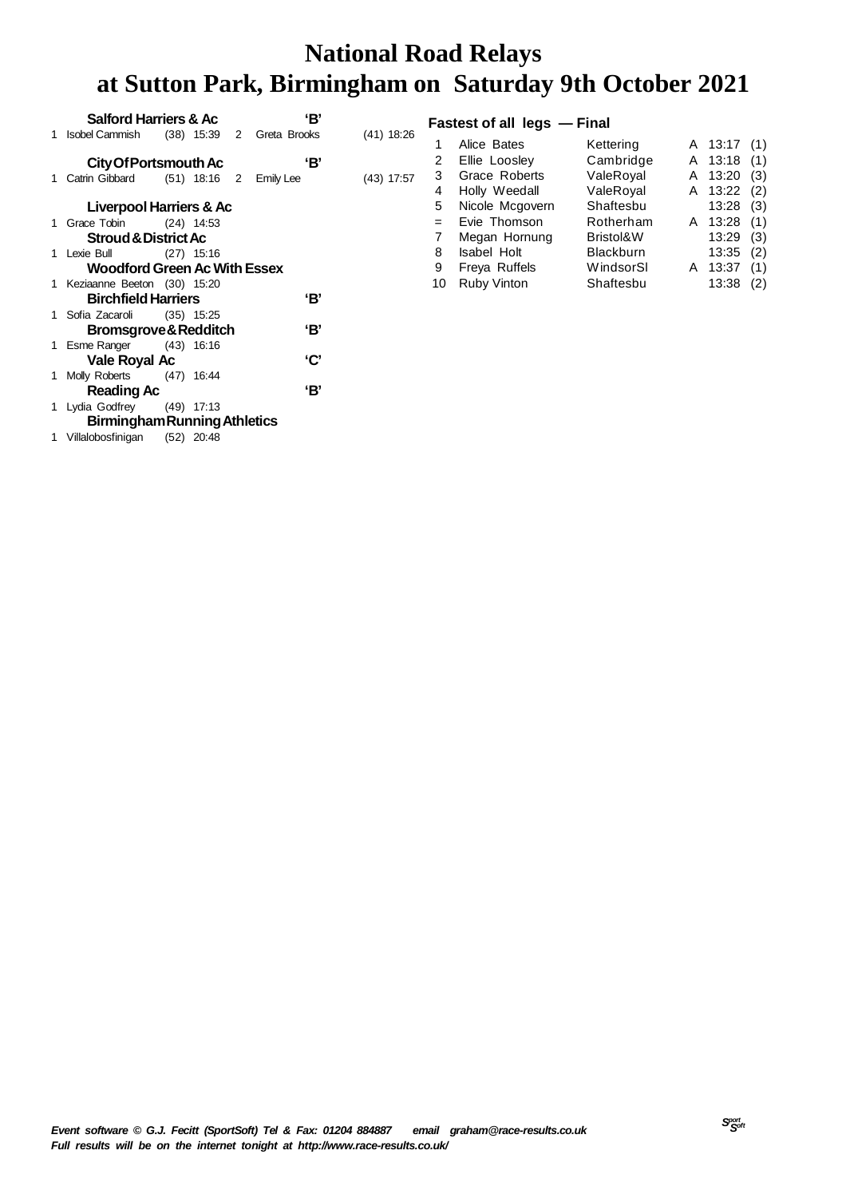# National Road Relays
# at Sutton Park, Birmingham on Saturday 9th October 2021

**Salford Harriers & Ac** **'B'**

1 Isobel Cammish (38) 15:39 2 Greta Brooks (41) 18:26

**CityOfPortsmouth Ac** **'B'**

1 Catrin Gibbard (51) 18:16 2 Emily Lee (43) 17:57

**Liverpool Harriers & Ac**

1 Grace Tobin (24) 14:53

**Stroud&District Ac**

1 Lexie Bull (27) 15:16

**Woodford Green Ac With Essex**

1 Keziaanne Beeton (30) 15:20

**Birchfield Harriers** **'B'**

1 Sofia Zacaroli (35) 15:25

**Bromsgrove&Redditch** **'B'**

1 Esme Ranger (43) 16:16

**Vale Royal Ac** **'C'**

1 Molly Roberts (47) 16:44

**Reading Ac** **'B'**

1 Lydia Godfrey (49) 17:13

**BirminghamRunningAthletics**

1 Villalobosfinigan (52) 20:48

### Fastest of all legs — Final

| | | | | | |
|---|---|---|---|---|---|
| 1 | Alice Bates | Kettering | A | 13:17 | (1) |
| 2 | Ellie Loosley | Cambridge | A | 13:18 | (1) |
| 3 | Grace Roberts | ValeRoyal | A | 13:20 | (3) |
| 4 | Holly Weedall | ValeRoyal | A | 13:22 | (2) |
| 5 | Nicole Mcgovern | Shaftesbu | | 13:28 | (3) |
| = | Evie Thomson | Rotherham | A | 13:28 | (1) |
| 7 | Megan Hornung | Bristol&W | | 13:29 | (3) |
| 8 | Isabel Holt | Blackburn | | 13:35 | (2) |
| 9 | Freya Ruffels | WindsorSl | A | 13:37 | (1) |
| 10 | Ruby Vinton | Shaftesbu | | 13:38 | (2) |

*Event software © G.J. Fecitt (SportSoft) Tel & Fax: 01204 884887 email graham@race-results.co.uk*
*Full results will be on the internet tonight at http://www.race-results.co.uk/*